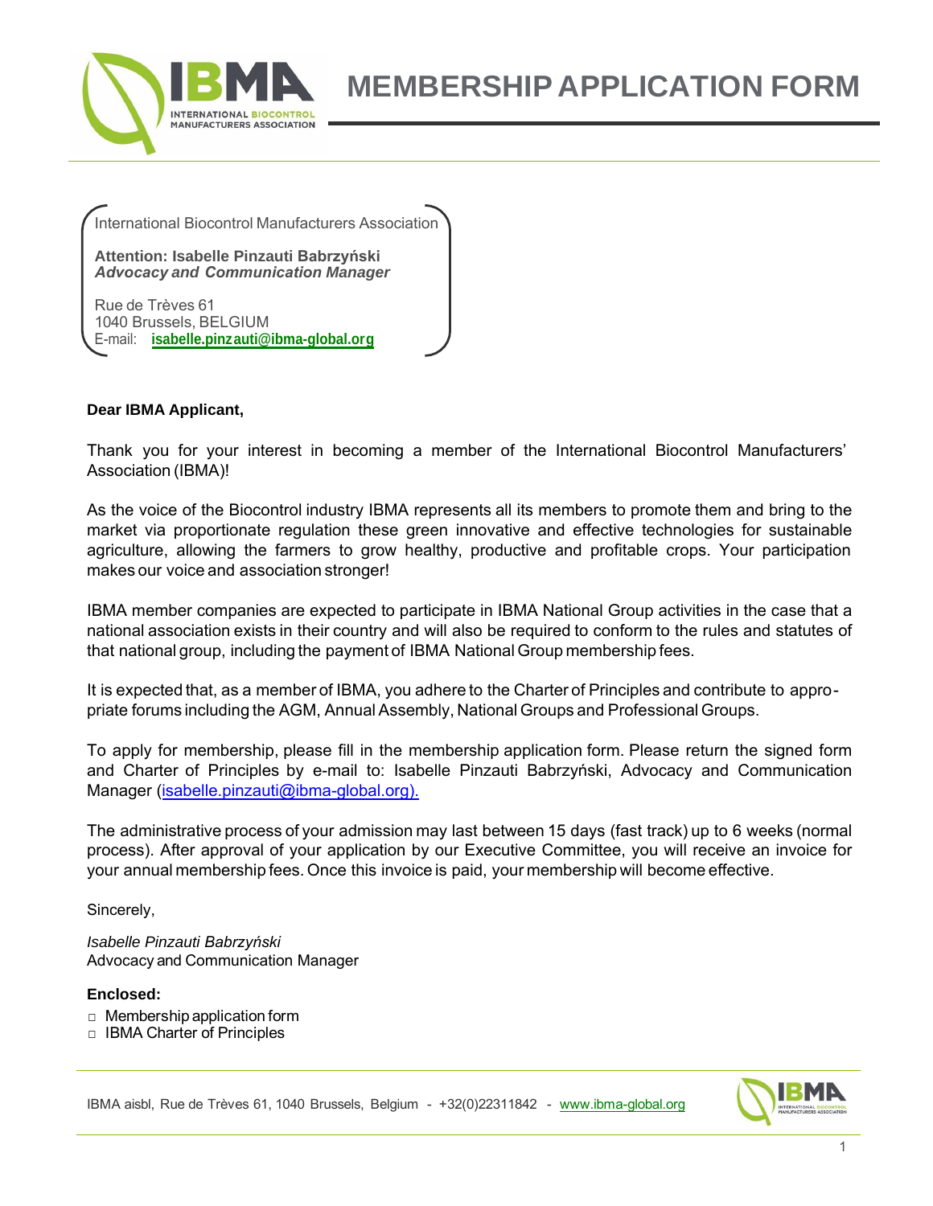# MEMBERSHIP APPLICATION FORM

International Biocontrol Manufacturers Association

**Attention: Isabelle Pinzauti Babrzyński**
***Advocacy and Communication Manager***

Rue de Trèves 61
1040 Brussels, BELGIUM
E-mail: **isabelle.pinzauti@ibma-global.org**

**Dear IBMA Applicant,**

Thank you for your interest in becoming a member of the International Biocontrol Manufacturers' Association (IBMA)!

As the voice of the Biocontrol industry IBMA represents all its members to promote them and bring to the market via proportionate regulation these green innovative and effective technologies for sustainable agriculture, allowing the farmers to grow healthy, productive and profitable crops. Your participation makes our voice and association stronger!

IBMA member companies are expected to participate in IBMA National Group activities in the case that a national association exists in their country and will also be required to conform to the rules and statutes of that national group, including the payment of IBMA National Group membership fees.

It is expected that, as a member of IBMA, you adhere to the Charter of Principles and contribute to appropriate forums including the AGM, Annual Assembly, National Groups and Professional Groups.

To apply for membership, please fill in the membership application form. Please return the signed form and Charter of Principles by e-mail to: Isabelle Pinzauti Babrzyński, Advocacy and Communication Manager (isabelle.pinzauti@ibma-global.org).

The administrative process of your admission may last between 15 days (fast track) up to 6 weeks (normal process). After approval of your application by our Executive Committee, you will receive an invoice for your annual membership fees. Once this invoice is paid, your membership will become effective.

Sincerely,

*Isabelle Pinzauti Babrzyński*
Advocacy and Communication Manager

**Enclosed:**

- ☐ Membership application form
- ☐ IBMA Charter of Principles

IBMA aisbl, Rue de Trèves 61, 1040 Brussels, Belgium - +32(0)22311842 - www.ibma-global.org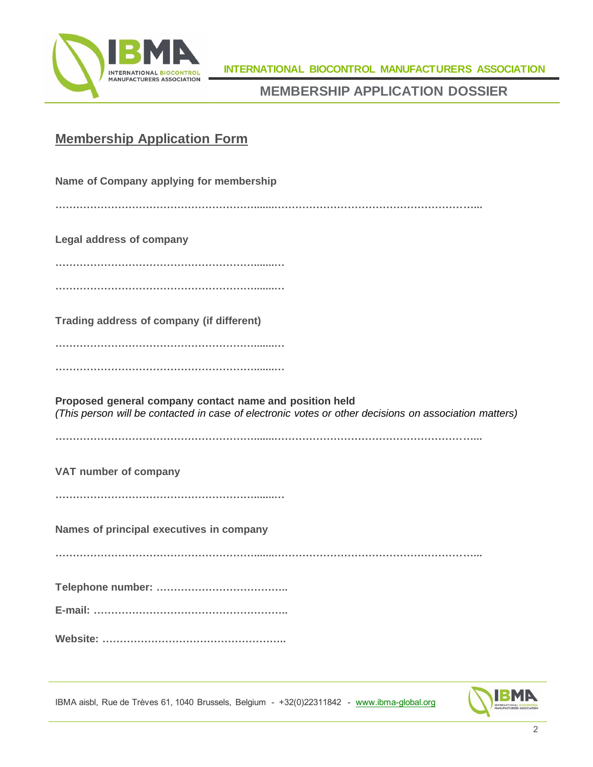## Membership Application Form

**Name of Company applying for membership**

**…………………………………………………...…………………………………………………...**

**Legal address of company**

**…………………………………………………...…**

**…………………………………………………...…**

**Trading address of company (if different)**

**…………………………………………………...…**

**…………………………………………………...…**

**Proposed general company contact name and position held**
*(This person will be contacted in case of electronic votes or other decisions on association matters)*

**…………………………………………………...…………………………………………………...**

**VAT number of company**

**…………………………………………………...…**

**Names of principal executives in company**

**…………………………………………………...…………………………………………………...**

**Telephone number: ………………………………..**

**E-mail: ………………………………………………..**

**Website: ……………………………………………..**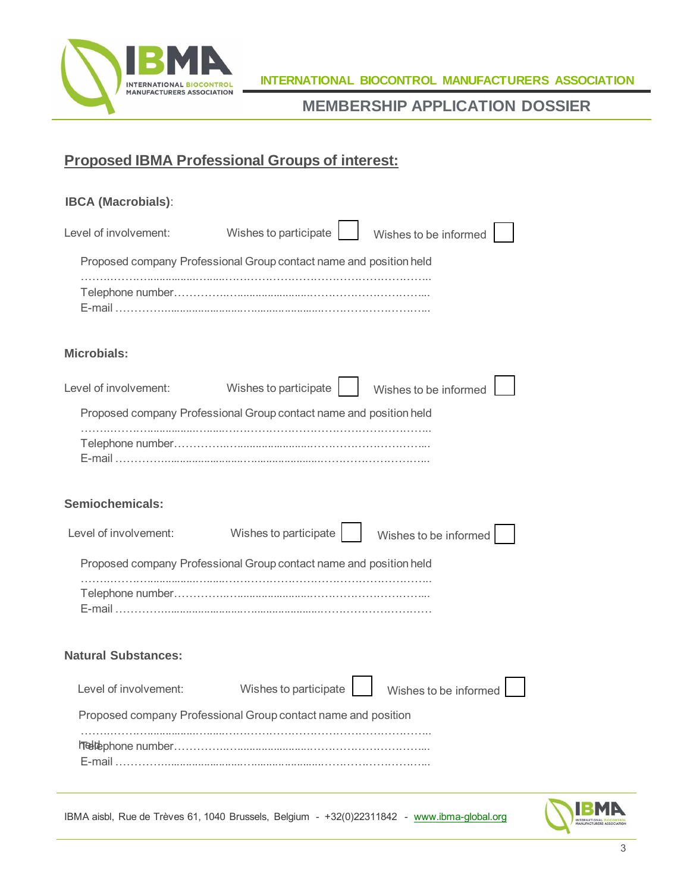## Proposed IBMA Professional Groups of interest:

**IBCA (Macrobials)**:

Level of involvement: Wishes to participate ☐ Wishes to be informed ☐

Proposed company Professional Group contact name and position held
…………………………………………………………………………………………
Telephone number…………………………………………………………………
E-mail …………………………………………………………………………………

**Microbials:**

Level of involvement: Wishes to participate ☐ Wishes to be informed ☐

Proposed company Professional Group contact name and position held
…………………………………………………………………………………………
Telephone number…………………………………………………………………
E-mail …………………………………………………………………………………

**Semiochemicals:**

Level of involvement: Wishes to participate ☐ Wishes to be informed ☐

Proposed company Professional Group contact name and position held
…………………………………………………………………………………………
Telephone number…………………………………………………………………
E-mail …………………………………………………………………………………

**Natural Substances:**

Level of involvement: Wishes to participate ☐ Wishes to be informed ☐

Proposed company Professional Group contact name and position held
…………………………………………………………………………………………
Telephone number…………………………………………………………………
E-mail …………………………………………………………………………………

IBMA aisbl, Rue de Trèves 61, 1040 Brussels, Belgium - +32(0)22311842 - www.ibma-global.org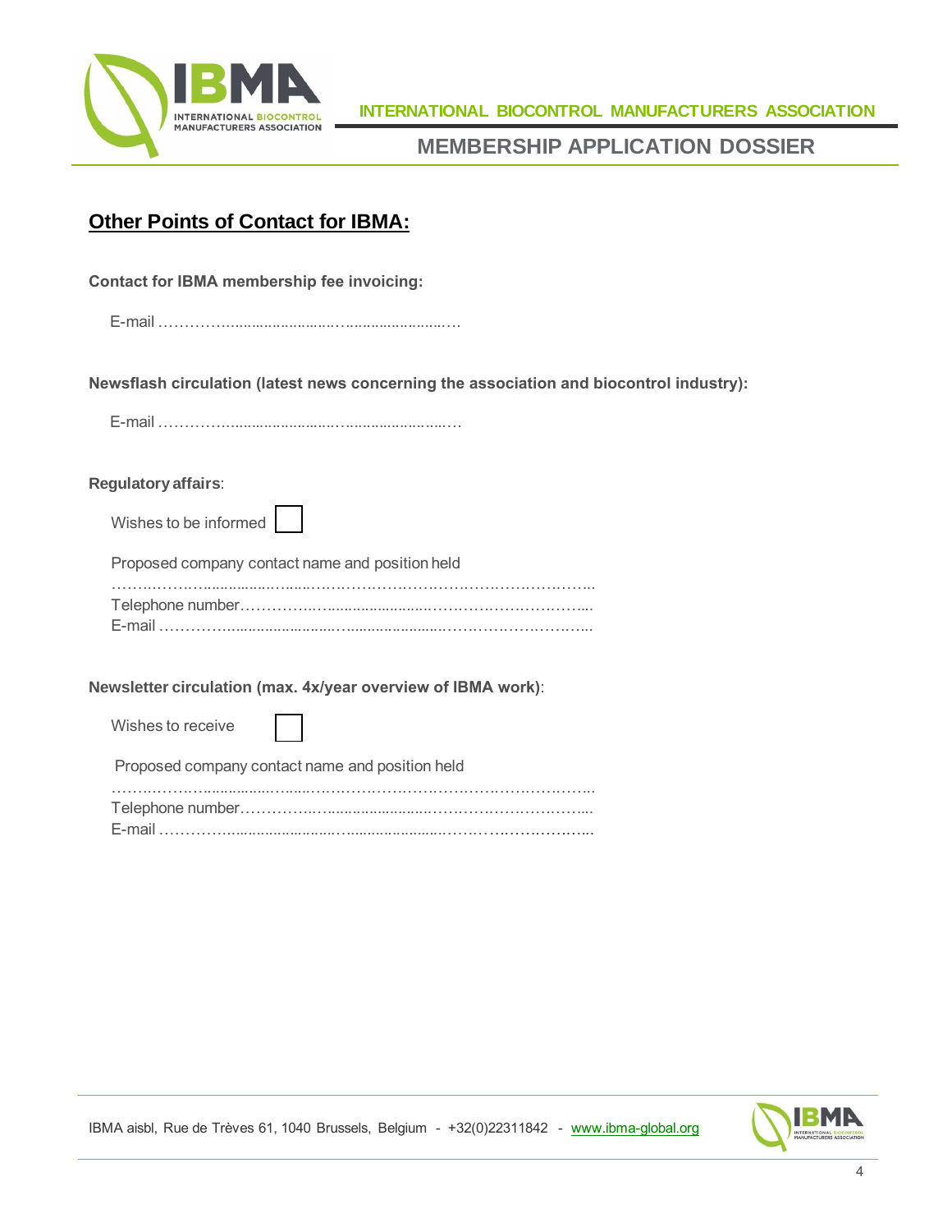## Other Points of Contact for IBMA:

**Contact for IBMA membership fee invoicing:**

E-mail ……………..........................…........................…

**Newsflash circulation (latest news concerning the association and biocontrol industry):**

E-mail ……………..........................…........................…

**Regulatory affairs**:

Wishes to be informed ☐

Proposed company contact name and position held

……..……….…................…......………………………….………………….……...
Telephone number……………..…........................……….………………….….....
E-mail ……………..........................….......................……………….……….…...

**Newsletter circulation (max. 4x/year overview of IBMA work)**:

Wishes to receive ☐

Proposed company contact name and position held

……..……….…................…......………………………….………………….……...
Telephone number……………..…........................……….………………….….....
E-mail ……………..........................….......................……………….……….…...

IBMA aisbl, Rue de Trèves 61, 1040 Brussels, Belgium - +32(0)22311842 - www.ibma-global.org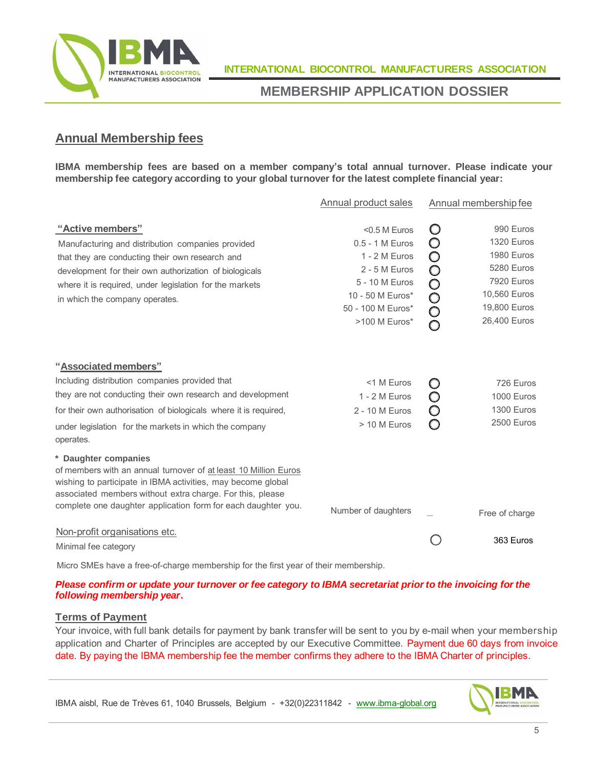## Annual Membership fees

**IBMA membership fees are based on a member company's total annual turnover. Please indicate your membership fee category according to your global turnover for the latest complete financial year:**

| | Annual product sales | | Annual membership fee |
|---|---|---|---|
| **"Active members"** Manufacturing and distribution companies provided that they are conducting their own research and development for their own authorization of biologicals where it is required, under legislation for the markets in which the company operates. | <0.5 M Euros | ○ | 990 Euros |
| | 0.5 - 1 M Euros | ○ | 1320 Euros |
| | 1 - 2 M Euros | ○ | 1980 Euros |
| | 2 - 5 M Euros | ○ | 5280 Euros |
| | 5 - 10 M Euros | ○ | 7920 Euros |
| | 10 - 50 M Euros* | ○ | 10,560 Euros |
| | 50 - 100 M Euros* | ○ | 19,800 Euros |
| | >100 M Euros* | ○ | 26,400 Euros |
| **"Associated members"** Including distribution companies provided that they are not conducting their own research and development for their own authorisation of biologicals where it is required, under legislation for the markets in which the company operates. | <1 M Euros | ○ | 726 Euros |
| | 1 - 2 M Euros | ○ | 1000 Euros |
| | 2 - 10 M Euros | ○ | 1300 Euros |
| | > 10 M Euros | ○ | 2500 Euros |
| **\* Daughter companies** of members with an annual turnover of at least 10 Million Euros wishing to participate in IBMA activities, may become global associated members without extra charge. For this, please complete one daughter application form for each daughter you. | Number of daughters | _ | Free of charge |
| Non-profit organisations etc. Minimal fee category | | ○ | 363 Euros |

Micro SMEs have a free-of-charge membership for the first year of their membership.

***Please confirm or update your turnover or fee category to IBMA secretariat prior to the invoicing for the following membership year.***

### Terms of Payment

Your invoice, with full bank details for payment by bank transfer will be sent to you by e-mail when your membership application and Charter of Principles are accepted by our Executive Committee. Payment due 60 days from invoice date. By paying the IBMA membership fee the member confirms they adhere to the IBMA Charter of principles.

IBMA aisbl, Rue de Trèves 61, 1040 Brussels, Belgium - +32(0)22311842 - www.ibma-global.org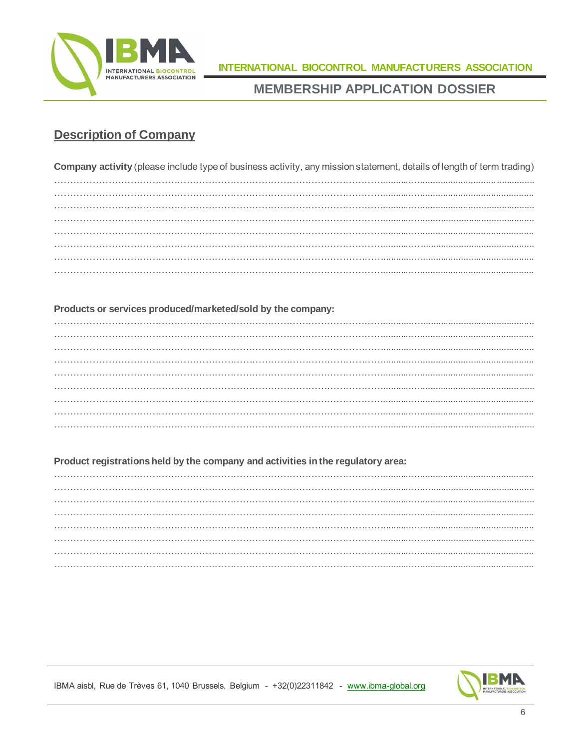## Description of Company

**Company activity** (please include type of business activity, any mission statement, details of length of term trading)

……………………………………………………………………………………………………………………………………
……………………………………………………………………………………………………………………………………
……………………………………………………………………………………………………………………………………
……………………………………………………………………………………………………………………………………
……………………………………………………………………………………………………………………………………
……………………………………………………………………………………………………………………………………
……………………………………………………………………………………………………………………………………
……………………………………………………………………………………………………………………………………

**Products or services produced/marketed/sold by the company:**

……………………………………………………………………………………………………………………………………
……………………………………………………………………………………………………………………………………
……………………………………………………………………………………………………………………………………
……………………………………………………………………………………………………………………………………
……………………………………………………………………………………………………………………………………
……………………………………………………………………………………………………………………………………
……………………………………………………………………………………………………………………………………
……………………………………………………………………………………………………………………………………
……………………………………………………………………………………………………………………………………

**Product registrations held by the company and activities in the regulatory area:**

……………………………………………………………………………………………………………………………………
……………………………………………………………………………………………………………………………………
……………………………………………………………………………………………………………………………………
……………………………………………………………………………………………………………………………………
……………………………………………………………………………………………………………………………………
……………………………………………………………………………………………………………………………………
……………………………………………………………………………………………………………………………………
……………………………………………………………………………………………………………………………………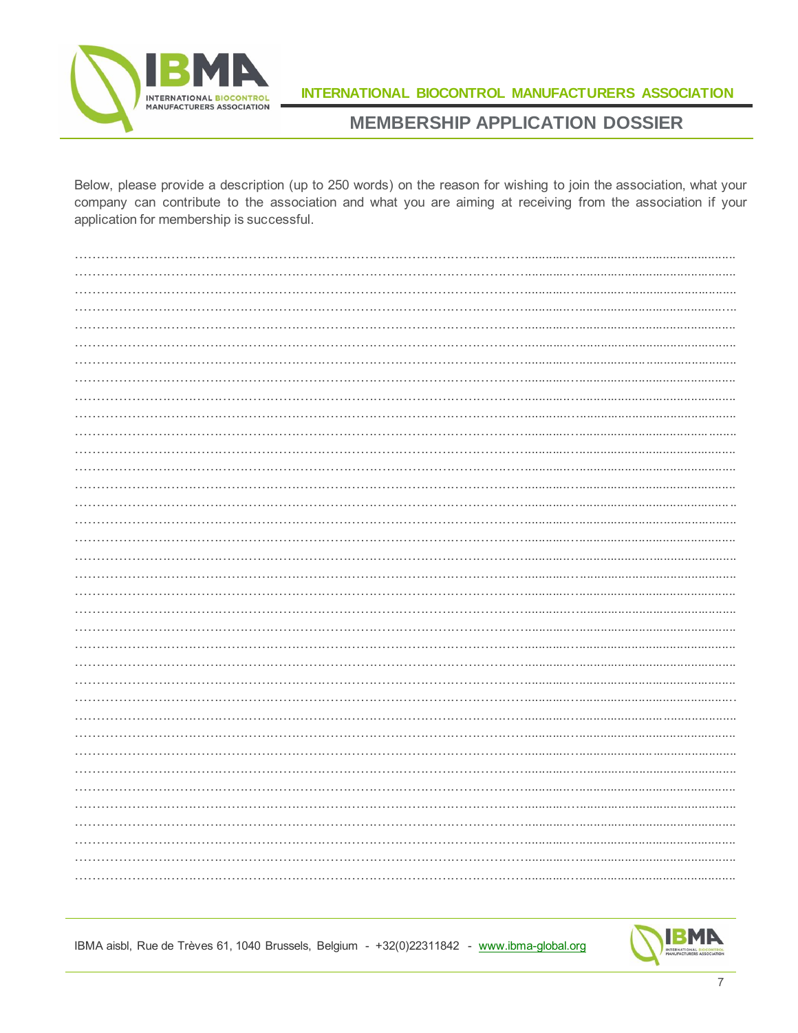Below, please provide a description (up to 250 words) on the reason for wishing to join the association, what your company can contribute to the association and what you are aiming at receiving from the association if your application for membership is successful.

……………………………………………………………………………………………………………………………………
……………………………………………………………………………………………………………………………………
……………………………………………………………………………………………………………………………………
……………………………………………………………………………………………………………………………………
……………………………………………………………………………………………………………………………………
……………………………………………………………………………………………………………………………………
……………………………………………………………………………………………………………………………………
……………………………………………………………………………………………………………………………………
……………………………………………………………………………………………………………………………………
……………………………………………………………………………………………………………………………………
……………………………………………………………………………………………………………………………………
……………………………………………………………………………………………………………………………………
……………………………………………………………………………………………………………………………………
……………………………………………………………………………………………………………………………………
……………………………………………………………………………………………………………………………………
……………………………………………………………………………………………………………………………………
……………………………………………………………………………………………………………………………………
……………………………………………………………………………………………………………………………………
……………………………………………………………………………………………………………………………………
……………………………………………………………………………………………………………………………………
……………………………………………………………………………………………………………………………………
……………………………………………………………………………………………………………………………………
……………………………………………………………………………………………………………………………………
……………………………………………………………………………………………………………………………………
……………………………………………………………………………………………………………………………………
……………………………………………………………………………………………………………………………………
……………………………………………………………………………………………………………………………………
……………………………………………………………………………………………………………………………………
……………………………………………………………………………………………………………………………………
……………………………………………………………………………………………………………………………………
……………………………………………………………………………………………………………………………………
……………………………………………………………………………………………………………………………………
……………………………………………………………………………………………………………………………………
……………………………………………………………………………………………………………………………………
……………………………………………………………………………………………………………………………………
……………………………………………………………………………………………………………………………………
……………………………………………………………………………………………………………………………………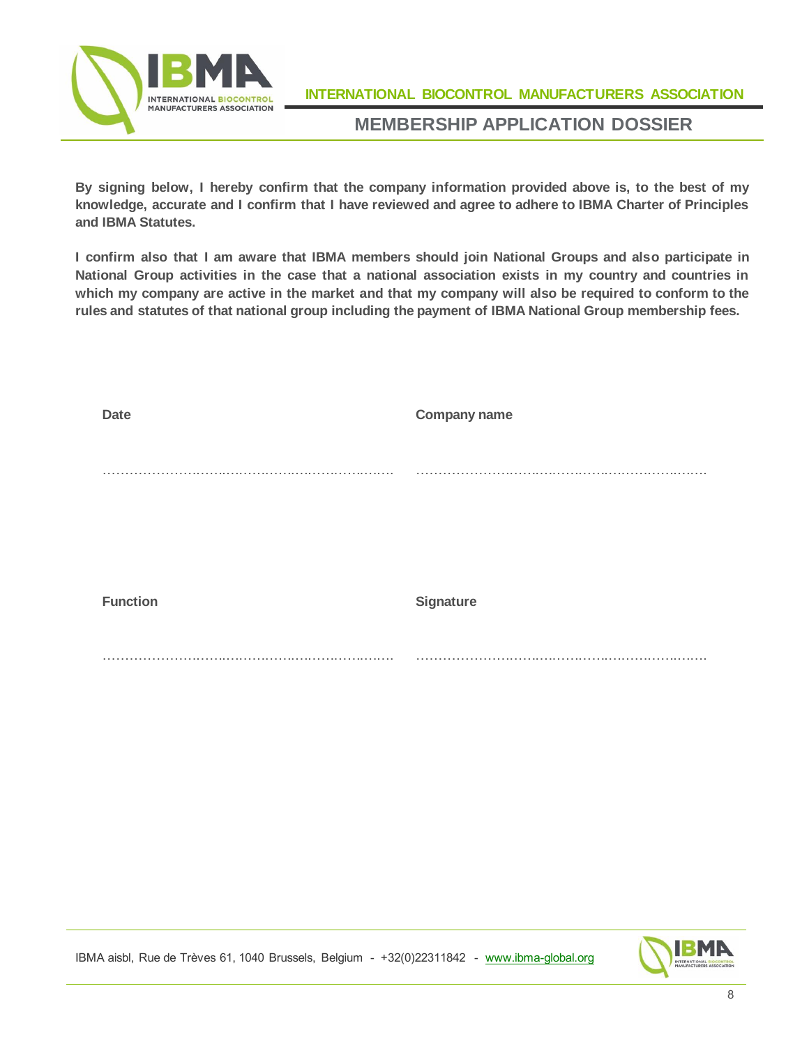**By signing below, I hereby confirm that the company information provided above is, to the best of my knowledge, accurate and I confirm that I have reviewed and agree to adhere to IBMA Charter of Principles and IBMA Statutes.**

**I confirm also that I am aware that IBMA members should join National Groups and also participate in National Group activities in the case that a national association exists in my country and countries in which my company are active in the market and that my company will also be required to conform to the rules and statutes of that national group including the payment of IBMA National Group membership fees.**

| **Date** | **Company name** |
|---|---|
| ……………………………………………………………… | ……………………………………………………………… |
| **Function** | **Signature** |
| ……………………………………………………………… | ……………………………………………………………… |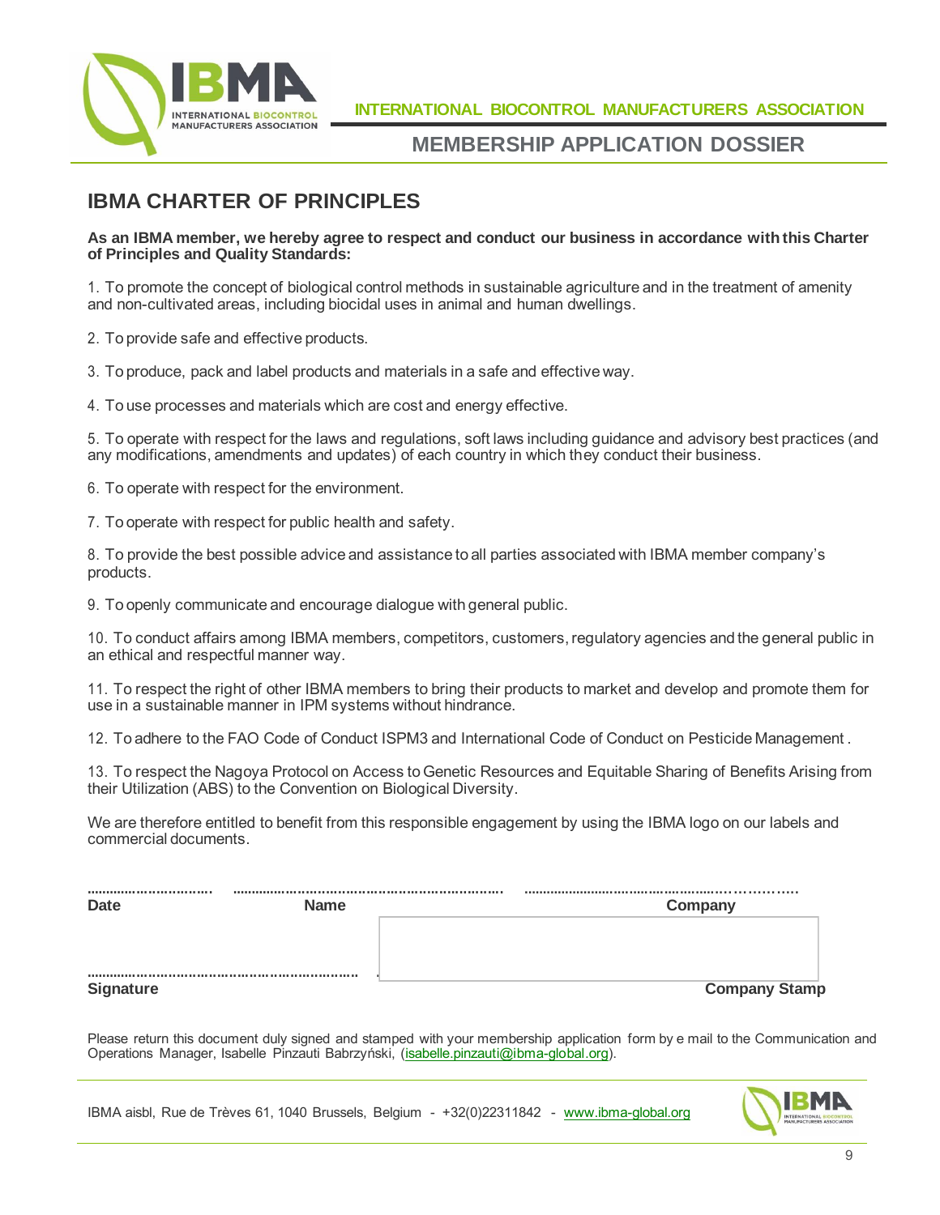## IBMA CHARTER OF PRINCIPLES

**As an IBMA member, we hereby agree to respect and conduct our business in accordance with this Charter of Principles and Quality Standards:**

1. To promote the concept of biological control methods in sustainable agriculture and in the treatment of amenity and non-cultivated areas, including biocidal uses in animal and human dwellings.

2. To provide safe and effective products.

3. To produce, pack and label products and materials in a safe and effective way.

4. To use processes and materials which are cost and energy effective.

5. To operate with respect for the laws and regulations, soft laws including guidance and advisory best practices (and any modifications, amendments and updates) of each country in which they conduct their business.

6. To operate with respect for the environment.

7. To operate with respect for public health and safety.

8. To provide the best possible advice and assistance to all parties associated with IBMA member company's products.

9. To openly communicate and encourage dialogue with general public.

10. To conduct affairs among IBMA members, competitors, customers, regulatory agencies and the general public in an ethical and respectful manner way.

11. To respect the right of other IBMA members to bring their products to market and develop and promote them for use in a sustainable manner in IPM systems without hindrance.

12. To adhere to the FAO Code of Conduct ISPM3 and International Code of Conduct on Pesticide Management .

13. To respect the Nagoya Protocol on Access to Genetic Resources and Equitable Sharing of Benefits Arising from their Utilization (ABS) to the Convention on Biological Diversity.

We are therefore entitled to benefit from this responsible engagement by using the IBMA logo on our labels and commercial documents.

................................ ...................................................................... ...................................................................

**Date** **Name** **Company**

.....................................................................

**Signature** **Company Stamp**

Please return this document duly signed and stamped with your membership application form by e mail to the Communication and Operations Manager, Isabelle Pinzauti Babrzyński, (isabelle.pinzauti@ibma-global.org).

IBMA aisbl, Rue de Trèves 61, 1040 Brussels, Belgium - +32(0)22311842 - www.ibma-global.org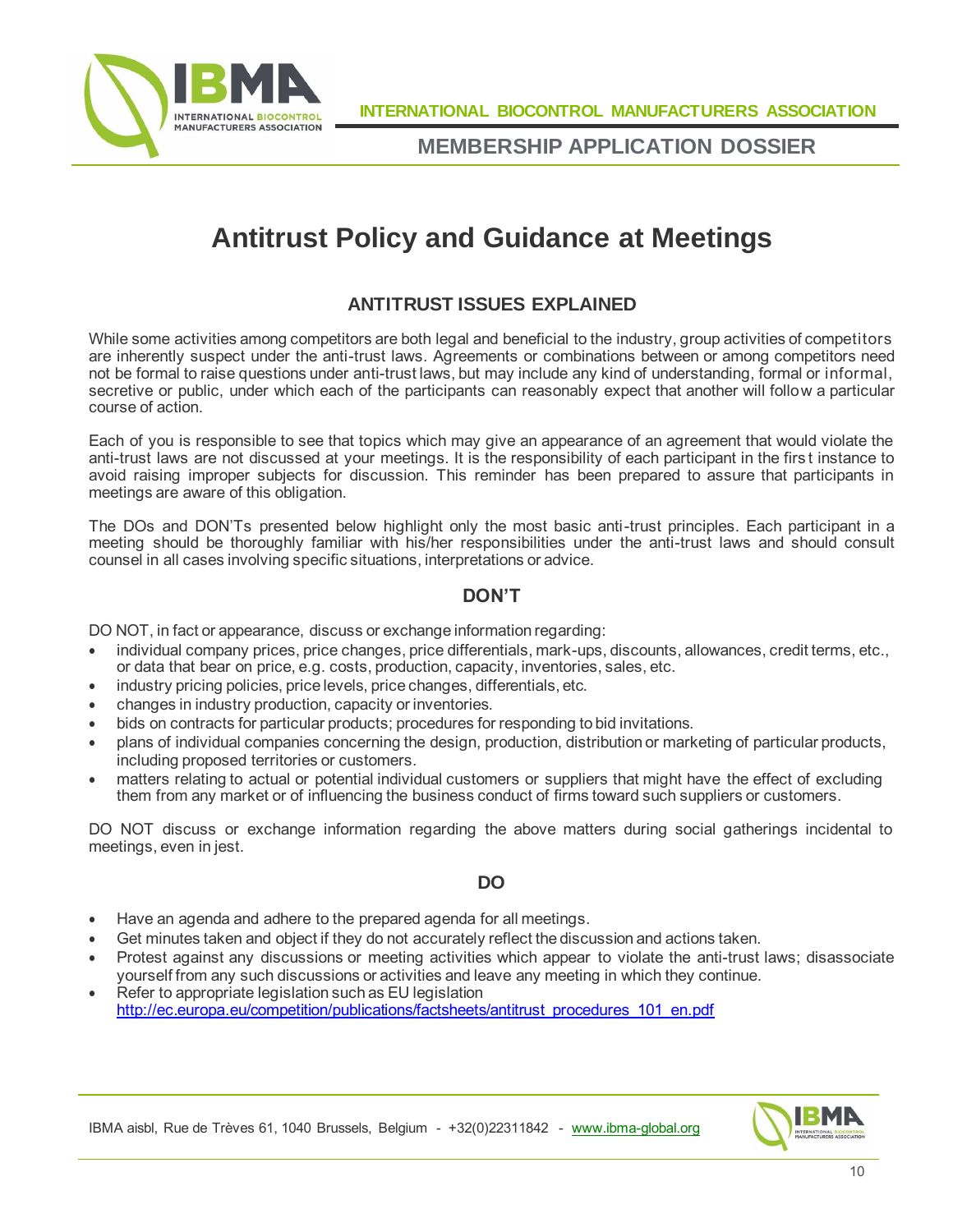# Antitrust Policy and Guidance at Meetings

## ANTITRUST ISSUES EXPLAINED

While some activities among competitors are both legal and beneficial to the industry, group activities of competitors are inherently suspect under the anti-trust laws. Agreements or combinations between or among competitors need not be formal to raise questions under anti-trust laws, but may include any kind of understanding, formal or informal, secretive or public, under which each of the participants can reasonably expect that another will follow a particular course of action.

Each of you is responsible to see that topics which may give an appearance of an agreement that would violate the anti-trust laws are not discussed at your meetings. It is the responsibility of each participant in the first instance to avoid raising improper subjects for discussion. This reminder has been prepared to assure that participants in meetings are aware of this obligation.

The DOs and DON'Ts presented below highlight only the most basic anti-trust principles. Each participant in a meeting should be thoroughly familiar with his/her responsibilities under the anti-trust laws and should consult counsel in all cases involving specific situations, interpretations or advice.

### DON'T

DO NOT, in fact or appearance, discuss or exchange information regarding:

- individual company prices, price changes, price differentials, mark-ups, discounts, allowances, credit terms, etc., or data that bear on price, e.g. costs, production, capacity, inventories, sales, etc.
- industry pricing policies, price levels, price changes, differentials, etc.
- changes in industry production, capacity or inventories.
- bids on contracts for particular products; procedures for responding to bid invitations.
- plans of individual companies concerning the design, production, distribution or marketing of particular products, including proposed territories or customers.
- matters relating to actual or potential individual customers or suppliers that might have the effect of excluding them from any market or of influencing the business conduct of firms toward such suppliers or customers.

DO NOT discuss or exchange information regarding the above matters during social gatherings incidental to meetings, even in jest.

### DO

- Have an agenda and adhere to the prepared agenda for all meetings.
- Get minutes taken and object if they do not accurately reflect the discussion and actions taken.
- Protest against any discussions or meeting activities which appear to violate the anti-trust laws; disassociate yourself from any such discussions or activities and leave any meeting in which they continue.
- Refer to appropriate legislation such as EU legislation http://ec.europa.eu/competition/publications/factsheets/antitrust_procedures_101_en.pdf